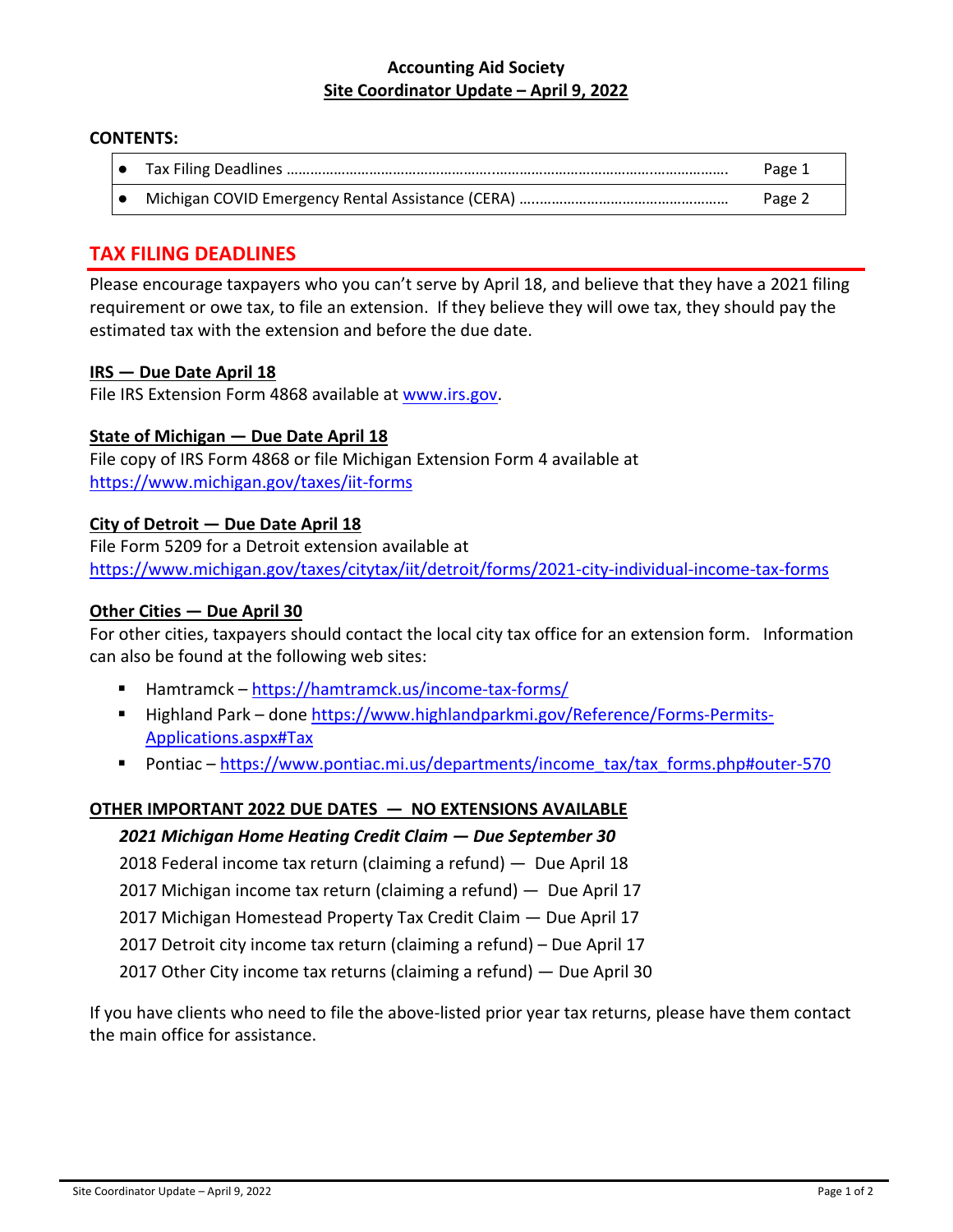# Accounting Aid Society
## Site Coordinator Update – April 9, 2022

**CONTENTS:**

| | | |
|---|---|---|
| ● | Tax Filing Deadlines ……………………………………………………………………………………… | Page 1 |
| ● | Michigan COVID Emergency Rental Assistance (CERA) …………………………………………… | Page 2 |

## TAX FILING DEADLINES

Please encourage taxpayers who you can't serve by April 18, and believe that they have a 2021 filing requirement or owe tax, to file an extension. If they believe they will owe tax, they should pay the estimated tax with the extension and before the due date.

**IRS — Due Date April 18**

File IRS Extension Form 4868 available at www.irs.gov.

**State of Michigan — Due Date April 18**

File copy of IRS Form 4868 or file Michigan Extension Form 4 available at https://www.michigan.gov/taxes/iit-forms

**City of Detroit — Due Date April 18**

File Form 5209 for a Detroit extension available at https://www.michigan.gov/taxes/citytax/iit/detroit/forms/2021-city-individual-income-tax-forms

**Other Cities — Due April 30**

For other cities, taxpayers should contact the local city tax office for an extension form. Information can also be found at the following web sites:

- Hamtramck – https://hamtramck.us/income-tax-forms/
- Highland Park – done https://www.highlandparkmi.gov/Reference/Forms-Permits-Applications.aspx#Tax
- Pontiac – https://www.pontiac.mi.us/departments/income_tax/tax_forms.php#outer-570

**OTHER IMPORTANT 2022 DUE DATES — NO EXTENSIONS AVAILABLE**

***2021 Michigan Home Heating Credit Claim — Due September 30***

2018 Federal income tax return (claiming a refund) — Due April 18

2017 Michigan income tax return (claiming a refund) — Due April 17

2017 Michigan Homestead Property Tax Credit Claim — Due April 17

2017 Detroit city income tax return (claiming a refund) – Due April 17

2017 Other City income tax returns (claiming a refund) — Due April 30

If you have clients who need to file the above-listed prior year tax returns, please have them contact the main office for assistance.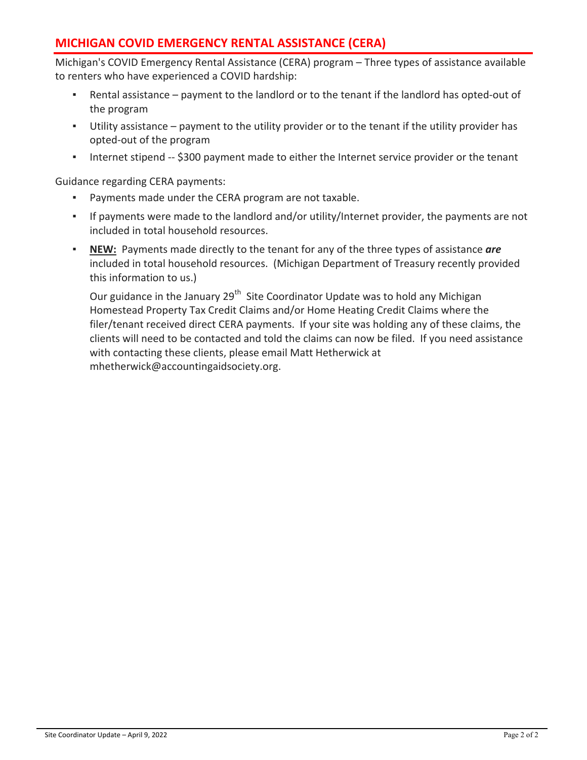## MICHIGAN COVID EMERGENCY RENTAL ASSISTANCE (CERA)

Michigan's COVID Emergency Rental Assistance (CERA) program – Three types of assistance available to renters who have experienced a COVID hardship:

- Rental assistance – payment to the landlord or to the tenant if the landlord has opted-out of the program
- Utility assistance – payment to the utility provider or to the tenant if the utility provider has opted-out of the program
- Internet stipend -- $300 payment made to either the Internet service provider or the tenant

Guidance regarding CERA payments:

- Payments made under the CERA program are not taxable.
- If payments were made to the landlord and/or utility/Internet provider, the payments are not included in total household resources.
- **NEW:** Payments made directly to the tenant for any of the three types of assistance ***are*** included in total household resources. (Michigan Department of Treasury recently provided this information to us.)

  Our guidance in the January 29th Site Coordinator Update was to hold any Michigan Homestead Property Tax Credit Claims and/or Home Heating Credit Claims where the filer/tenant received direct CERA payments. If your site was holding any of these claims, the clients will need to be contacted and told the claims can now be filed. If you need assistance with contacting these clients, please email Matt Hetherwick at mhetherwick@accountingaidsociety.org.